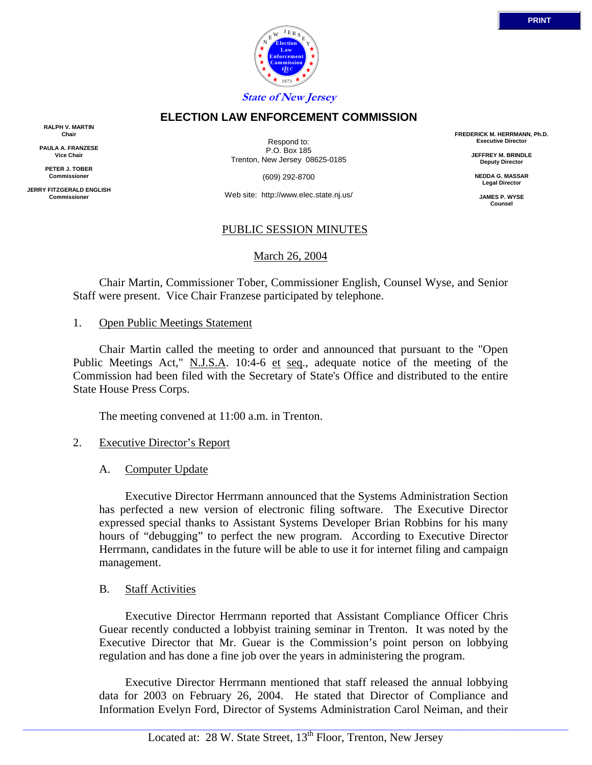State of New Jersey

# ELECTION LAW ENFORCEMENT COMMISSION

**RALPH V. MARTIN**
**Chair**

**PAULA A. FRANZESE**
**Vice Chair**

**PETER J. TOBER**
**Commissioner**

**JERRY FITZGERALD ENGLISH**
**Commissioner**

Respond to:
P.O. Box 185
Trenton, New Jersey 08625-0185

(609) 292-8700

Web site: http://www.elec.state.nj.us/

**FREDERICK M. HERRMANN, Ph.D.**
**Executive Director**

**JEFFREY M. BRINDLE**
**Deputy Director**

**NEDDA G. MASSAR**
**Legal Director**

**JAMES P. WYSE**
**Counsel**

## PUBLIC SESSION MINUTES

March 26, 2004

Chair Martin, Commissioner Tober, Commissioner English, Counsel Wyse, and Senior Staff were present. Vice Chair Franzese participated by telephone.

1. Open Public Meetings Statement

Chair Martin called the meeting to order and announced that pursuant to the "Open Public Meetings Act," N.J.S.A. 10:4-6 et seq., adequate notice of the meeting of the Commission had been filed with the Secretary of State's Office and distributed to the entire State House Press Corps.

The meeting convened at 11:00 a.m. in Trenton.

2. Executive Director's Report

A. Computer Update

Executive Director Herrmann announced that the Systems Administration Section has perfected a new version of electronic filing software. The Executive Director expressed special thanks to Assistant Systems Developer Brian Robbins for his many hours of "debugging" to perfect the new program. According to Executive Director Herrmann, candidates in the future will be able to use it for internet filing and campaign management.

B. Staff Activities

Executive Director Herrmann reported that Assistant Compliance Officer Chris Guear recently conducted a lobbyist training seminar in Trenton. It was noted by the Executive Director that Mr. Guear is the Commission's point person on lobbying regulation and has done a fine job over the years in administering the program.

Executive Director Herrmann mentioned that staff released the annual lobbying data for 2003 on February 26, 2004. He stated that Director of Compliance and Information Evelyn Ford, Director of Systems Administration Carol Neiman, and their

Located at: 28 W. State Street, 13th Floor, Trenton, New Jersey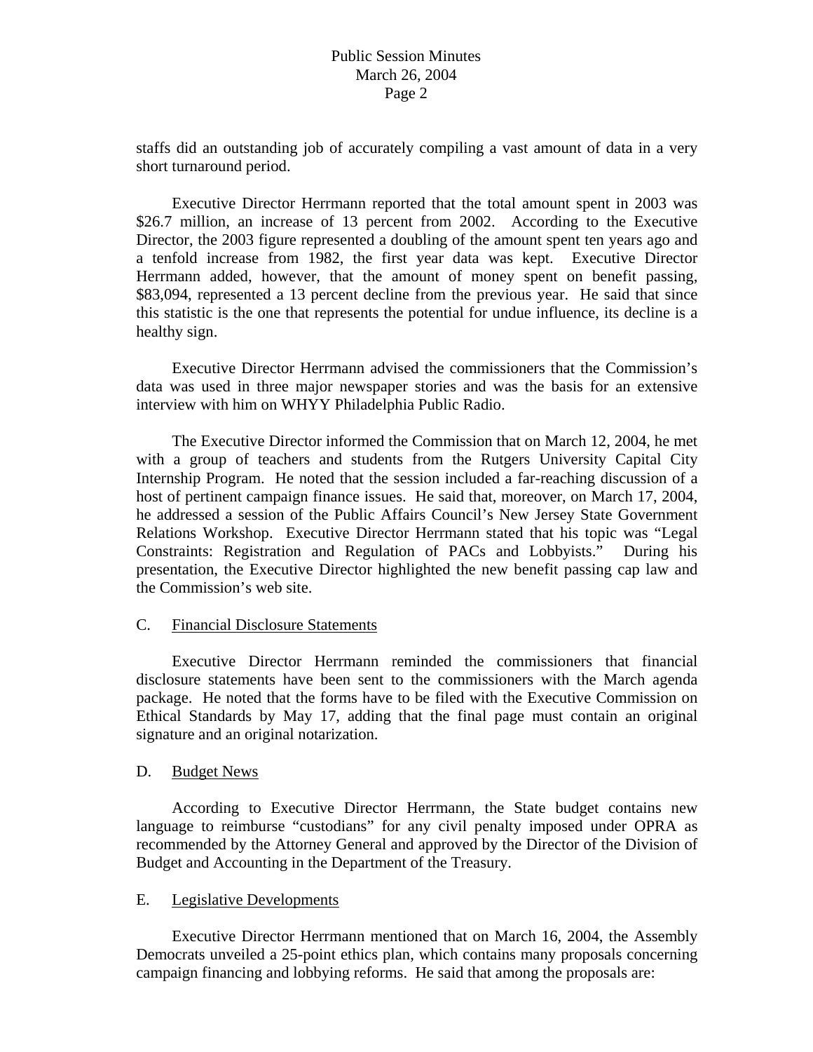staffs did an outstanding job of accurately compiling a vast amount of data in a very short turnaround period.

Executive Director Herrmann reported that the total amount spent in 2003 was $26.7 million, an increase of 13 percent from 2002. According to the Executive Director, the 2003 figure represented a doubling of the amount spent ten years ago and a tenfold increase from 1982, the first year data was kept. Executive Director Herrmann added, however, that the amount of money spent on benefit passing, $83,094, represented a 13 percent decline from the previous year. He said that since this statistic is the one that represents the potential for undue influence, its decline is a healthy sign.

Executive Director Herrmann advised the commissioners that the Commission's data was used in three major newspaper stories and was the basis for an extensive interview with him on WHYY Philadelphia Public Radio.

The Executive Director informed the Commission that on March 12, 2004, he met with a group of teachers and students from the Rutgers University Capital City Internship Program. He noted that the session included a far-reaching discussion of a host of pertinent campaign finance issues. He said that, moreover, on March 17, 2004, he addressed a session of the Public Affairs Council's New Jersey State Government Relations Workshop. Executive Director Herrmann stated that his topic was "Legal Constraints: Registration and Regulation of PACs and Lobbyists." During his presentation, the Executive Director highlighted the new benefit passing cap law and the Commission's web site.

C. Financial Disclosure Statements

Executive Director Herrmann reminded the commissioners that financial disclosure statements have been sent to the commissioners with the March agenda package. He noted that the forms have to be filed with the Executive Commission on Ethical Standards by May 17, adding that the final page must contain an original signature and an original notarization.

D. Budget News

According to Executive Director Herrmann, the State budget contains new language to reimburse "custodians" for any civil penalty imposed under OPRA as recommended by the Attorney General and approved by the Director of the Division of Budget and Accounting in the Department of the Treasury.

E. Legislative Developments

Executive Director Herrmann mentioned that on March 16, 2004, the Assembly Democrats unveiled a 25-point ethics plan, which contains many proposals concerning campaign financing and lobbying reforms. He said that among the proposals are: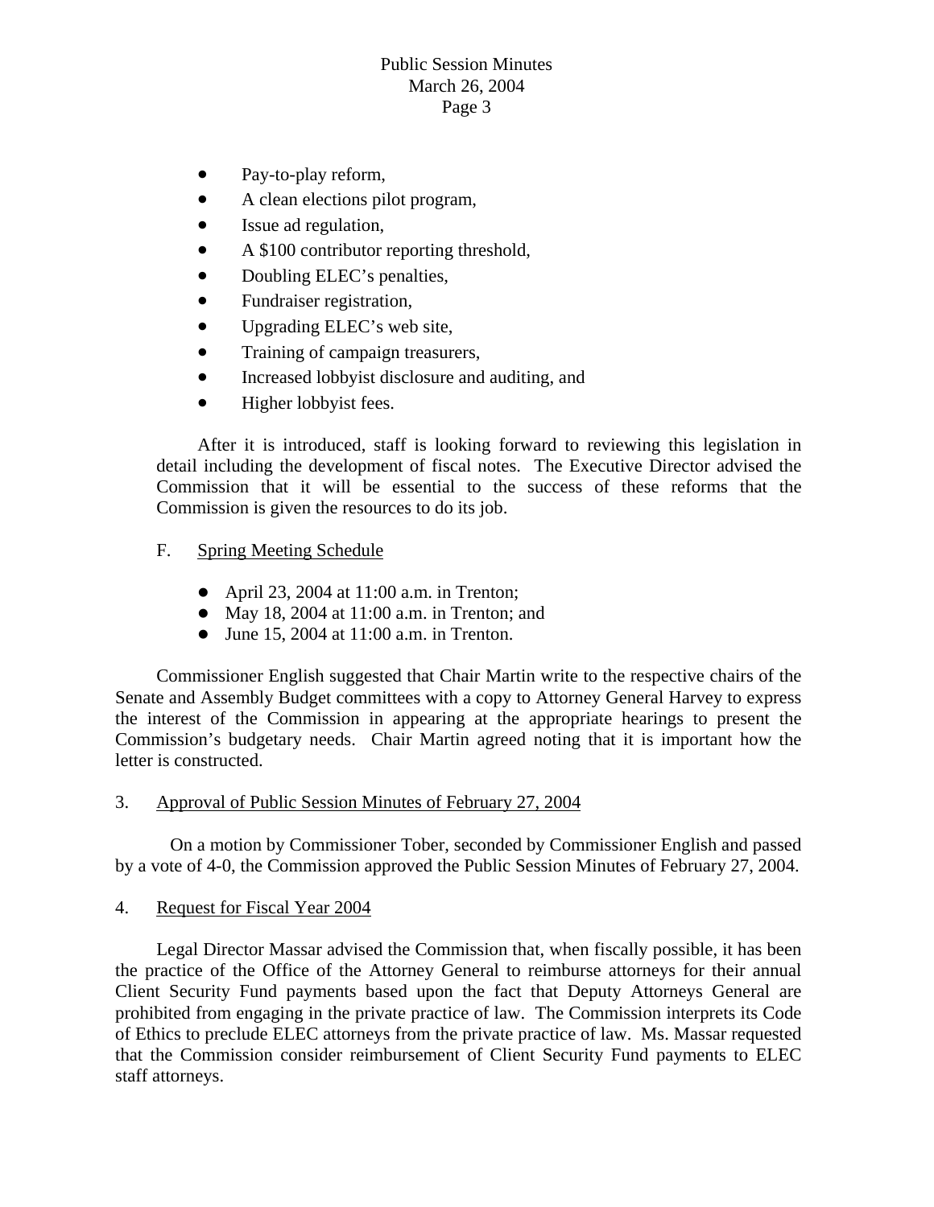- Pay-to-play reform,
- A clean elections pilot program,
- Issue ad regulation,
- A $100 contributor reporting threshold,
- Doubling ELEC's penalties,
- Fundraiser registration,
- Upgrading ELEC's web site,
- Training of campaign treasurers,
- Increased lobbyist disclosure and auditing, and
- Higher lobbyist fees.

After it is introduced, staff is looking forward to reviewing this legislation in detail including the development of fiscal notes. The Executive Director advised the Commission that it will be essential to the success of these reforms that the Commission is given the resources to do its job.

F. Spring Meeting Schedule

- April 23, 2004 at 11:00 a.m. in Trenton;
- May 18, 2004 at 11:00 a.m. in Trenton; and
- June 15, 2004 at 11:00 a.m. in Trenton.

Commissioner English suggested that Chair Martin write to the respective chairs of the Senate and Assembly Budget committees with a copy to Attorney General Harvey to express the interest of the Commission in appearing at the appropriate hearings to present the Commission's budgetary needs. Chair Martin agreed noting that it is important how the letter is constructed.

3. Approval of Public Session Minutes of February 27, 2004

On a motion by Commissioner Tober, seconded by Commissioner English and passed by a vote of 4-0, the Commission approved the Public Session Minutes of February 27, 2004.

4. Request for Fiscal Year 2004

Legal Director Massar advised the Commission that, when fiscally possible, it has been the practice of the Office of the Attorney General to reimburse attorneys for their annual Client Security Fund payments based upon the fact that Deputy Attorneys General are prohibited from engaging in the private practice of law. The Commission interprets its Code of Ethics to preclude ELEC attorneys from the private practice of law. Ms. Massar requested that the Commission consider reimbursement of Client Security Fund payments to ELEC staff attorneys.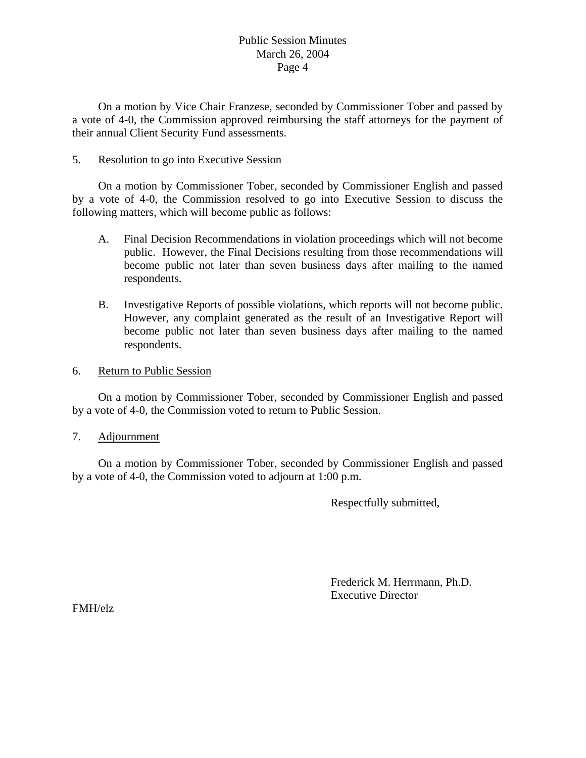On a motion by Vice Chair Franzese, seconded by Commissioner Tober and passed by a vote of 4-0, the Commission approved reimbursing the staff attorneys for the payment of their annual Client Security Fund assessments.

5. Resolution to go into Executive Session

On a motion by Commissioner Tober, seconded by Commissioner English and passed by a vote of 4-0, the Commission resolved to go into Executive Session to discuss the following matters, which will become public as follows:

A. Final Decision Recommendations in violation proceedings which will not become public. However, the Final Decisions resulting from those recommendations will become public not later than seven business days after mailing to the named respondents.

B. Investigative Reports of possible violations, which reports will not become public. However, any complaint generated as the result of an Investigative Report will become public not later than seven business days after mailing to the named respondents.

6. Return to Public Session

On a motion by Commissioner Tober, seconded by Commissioner English and passed by a vote of 4-0, the Commission voted to return to Public Session.

7. Adjournment

On a motion by Commissioner Tober, seconded by Commissioner English and passed by a vote of 4-0, the Commission voted to adjourn at 1:00 p.m.

Respectfully submitted,

Frederick M. Herrmann, Ph.D.
Executive Director

FMH/elz